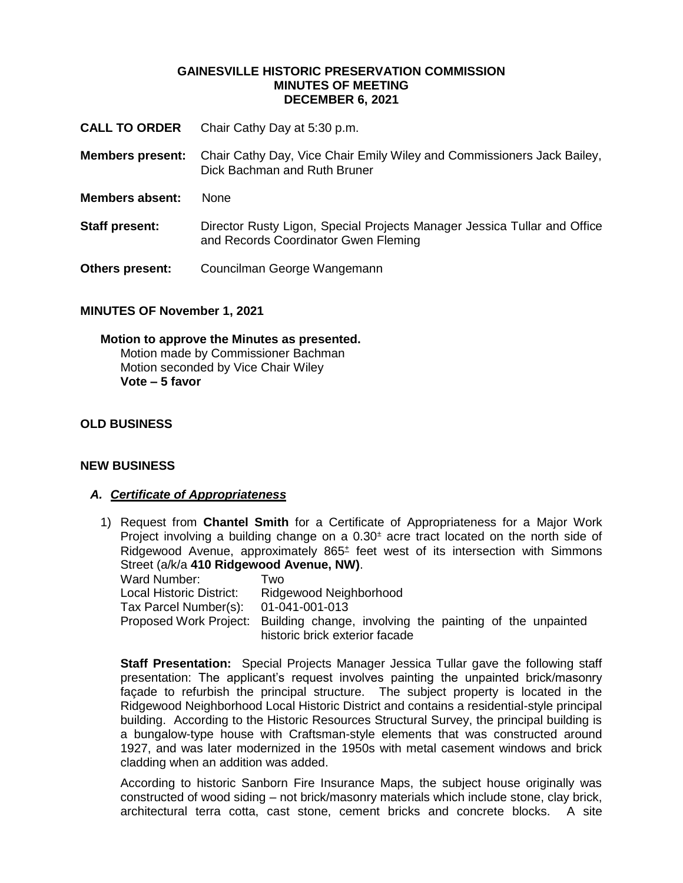# GAINESVILLE HISTORIC PRESERVATION COMMISSION
## MINUTES OF MEETING
## DECEMBER 6, 2021

**CALL TO ORDER** Chair Cathy Day at 5:30 p.m.

**Members present:** Chair Cathy Day, Vice Chair Emily Wiley and Commissioners Jack Bailey, Dick Bachman and Ruth Bruner

**Members absent:** None

**Staff present:** Director Rusty Ligon, Special Projects Manager Jessica Tullar and Office and Records Coordinator Gwen Fleming

**Others present:** Councilman George Wangemann

**MINUTES OF November 1, 2021**

**Motion to approve the Minutes as presented.**
Motion made by Commissioner Bachman
Motion seconded by Vice Chair Wiley
**Vote – 5 favor**

**OLD BUSINESS**

**NEW BUSINESS**

***A. Certificate of Appropriateness***

1) Request from **Chantel Smith** for a Certificate of Appropriateness for a Major Work Project involving a building change on a 0.30± acre tract located on the north side of Ridgewood Avenue, approximately 865± feet west of its intersection with Simmons Street (a/k/a **410 Ridgewood Avenue, NW)**.

   Ward Number: Two
   Local Historic District: Ridgewood Neighborhood
   Tax Parcel Number(s): 01-041-001-013
   Proposed Work Project: Building change, involving the painting of the unpainted historic brick exterior facade

   **Staff Presentation:** Special Projects Manager Jessica Tullar gave the following staff presentation: The applicant's request involves painting the unpainted brick/masonry façade to refurbish the principal structure. The subject property is located in the Ridgewood Neighborhood Local Historic District and contains a residential-style principal building. According to the Historic Resources Structural Survey, the principal building is a bungalow-type house with Craftsman-style elements that was constructed around 1927, and was later modernized in the 1950s with metal casement windows and brick cladding when an addition was added.

   According to historic Sanborn Fire Insurance Maps, the subject house originally was constructed of wood siding – not brick/masonry materials which include stone, clay brick, architectural terra cotta, cast stone, cement bricks and concrete blocks. A site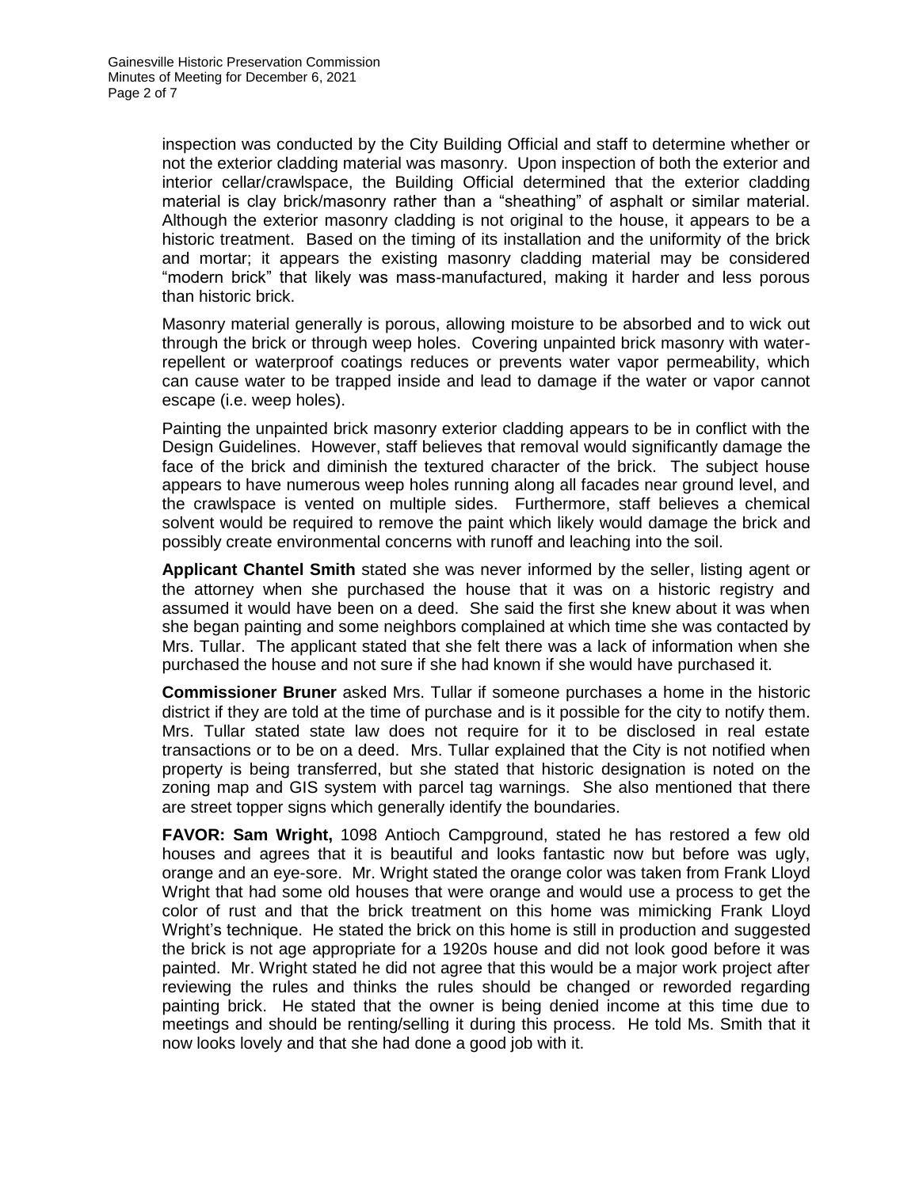inspection was conducted by the City Building Official and staff to determine whether or not the exterior cladding material was masonry. Upon inspection of both the exterior and interior cellar/crawlspace, the Building Official determined that the exterior cladding material is clay brick/masonry rather than a "sheathing" of asphalt or similar material. Although the exterior masonry cladding is not original to the house, it appears to be a historic treatment. Based on the timing of its installation and the uniformity of the brick and mortar; it appears the existing masonry cladding material may be considered "modern brick" that likely was mass-manufactured, making it harder and less porous than historic brick.

Masonry material generally is porous, allowing moisture to be absorbed and to wick out through the brick or through weep holes. Covering unpainted brick masonry with water-repellent or waterproof coatings reduces or prevents water vapor permeability, which can cause water to be trapped inside and lead to damage if the water or vapor cannot escape (i.e. weep holes).

Painting the unpainted brick masonry exterior cladding appears to be in conflict with the Design Guidelines. However, staff believes that removal would significantly damage the face of the brick and diminish the textured character of the brick. The subject house appears to have numerous weep holes running along all facades near ground level, and the crawlspace is vented on multiple sides. Furthermore, staff believes a chemical solvent would be required to remove the paint which likely would damage the brick and possibly create environmental concerns with runoff and leaching into the soil.

**Applicant Chantel Smith** stated she was never informed by the seller, listing agent or the attorney when she purchased the house that it was on a historic registry and assumed it would have been on a deed. She said the first she knew about it was when she began painting and some neighbors complained at which time she was contacted by Mrs. Tullar. The applicant stated that she felt there was a lack of information when she purchased the house and not sure if she had known if she would have purchased it.

**Commissioner Bruner** asked Mrs. Tullar if someone purchases a home in the historic district if they are told at the time of purchase and is it possible for the city to notify them. Mrs. Tullar stated state law does not require for it to be disclosed in real estate transactions or to be on a deed. Mrs. Tullar explained that the City is not notified when property is being transferred, but she stated that historic designation is noted on the zoning map and GIS system with parcel tag warnings. She also mentioned that there are street topper signs which generally identify the boundaries.

**FAVOR: Sam Wright,** 1098 Antioch Campground, stated he has restored a few old houses and agrees that it is beautiful and looks fantastic now but before was ugly, orange and an eye-sore. Mr. Wright stated the orange color was taken from Frank Lloyd Wright that had some old houses that were orange and would use a process to get the color of rust and that the brick treatment on this home was mimicking Frank Lloyd Wright's technique. He stated the brick on this home is still in production and suggested the brick is not age appropriate for a 1920s house and did not look good before it was painted. Mr. Wright stated he did not agree that this would be a major work project after reviewing the rules and thinks the rules should be changed or reworded regarding painting brick. He stated that the owner is being denied income at this time due to meetings and should be renting/selling it during this process. He told Ms. Smith that it now looks lovely and that she had done a good job with it.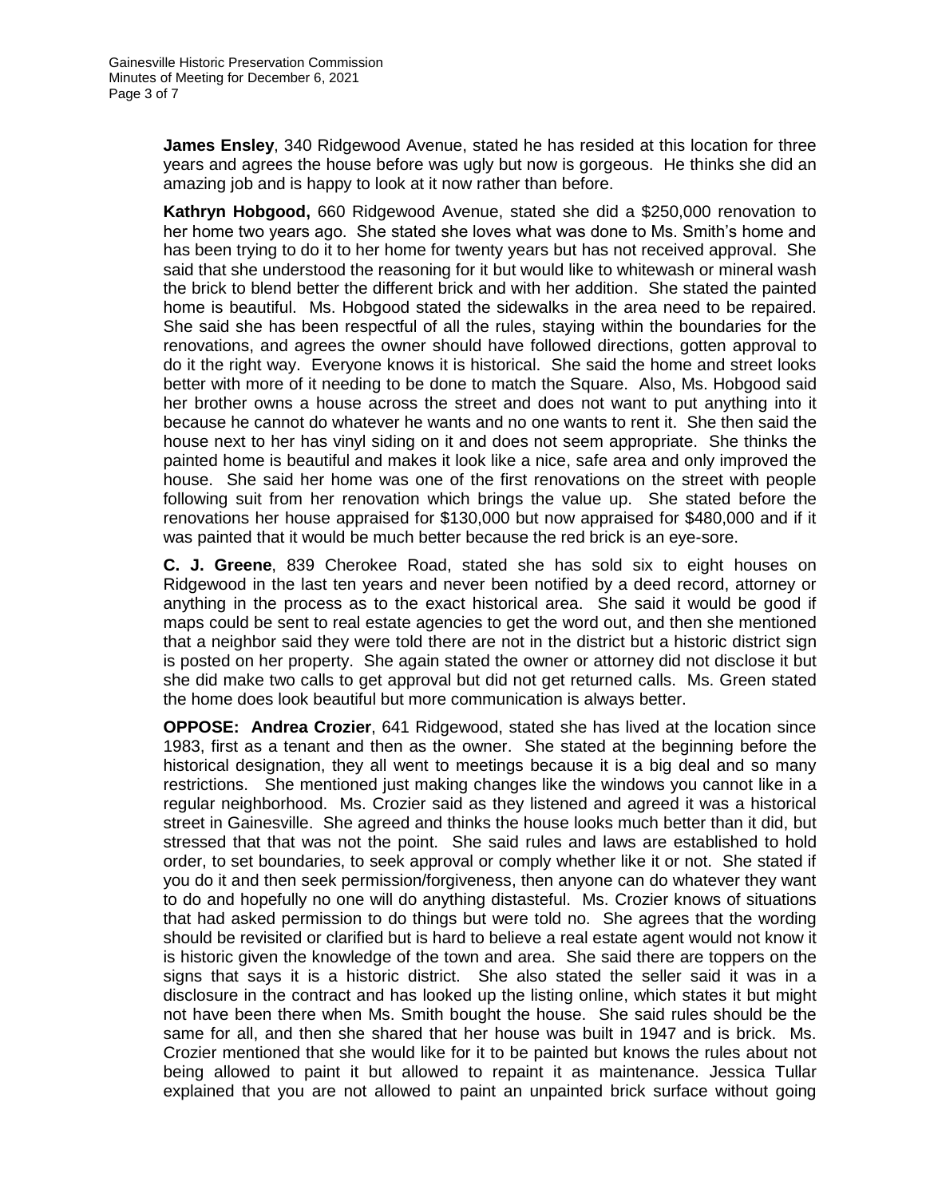**James Ensley**, 340 Ridgewood Avenue, stated he has resided at this location for three years and agrees the house before was ugly but now is gorgeous. He thinks she did an amazing job and is happy to look at it now rather than before.

**Kathryn Hobgood,** 660 Ridgewood Avenue, stated she did a $250,000 renovation to her home two years ago. She stated she loves what was done to Ms. Smith's home and has been trying to do it to her home for twenty years but has not received approval. She said that she understood the reasoning for it but would like to whitewash or mineral wash the brick to blend better the different brick and with her addition. She stated the painted home is beautiful. Ms. Hobgood stated the sidewalks in the area need to be repaired. She said she has been respectful of all the rules, staying within the boundaries for the renovations, and agrees the owner should have followed directions, gotten approval to do it the right way. Everyone knows it is historical. She said the home and street looks better with more of it needing to be done to match the Square. Also, Ms. Hobgood said her brother owns a house across the street and does not want to put anything into it because he cannot do whatever he wants and no one wants to rent it. She then said the house next to her has vinyl siding on it and does not seem appropriate. She thinks the painted home is beautiful and makes it look like a nice, safe area and only improved the house. She said her home was one of the first renovations on the street with people following suit from her renovation which brings the value up. She stated before the renovations her house appraised for $130,000 but now appraised for $480,000 and if it was painted that it would be much better because the red brick is an eye-sore.

**C. J. Greene**, 839 Cherokee Road, stated she has sold six to eight houses on Ridgewood in the last ten years and never been notified by a deed record, attorney or anything in the process as to the exact historical area. She said it would be good if maps could be sent to real estate agencies to get the word out, and then she mentioned that a neighbor said they were told there are not in the district but a historic district sign is posted on her property. She again stated the owner or attorney did not disclose it but she did make two calls to get approval but did not get returned calls. Ms. Green stated the home does look beautiful but more communication is always better.

**OPPOSE: Andrea Crozier**, 641 Ridgewood, stated she has lived at the location since 1983, first as a tenant and then as the owner. She stated at the beginning before the historical designation, they all went to meetings because it is a big deal and so many restrictions. She mentioned just making changes like the windows you cannot like in a regular neighborhood. Ms. Crozier said as they listened and agreed it was a historical street in Gainesville. She agreed and thinks the house looks much better than it did, but stressed that that was not the point. She said rules and laws are established to hold order, to set boundaries, to seek approval or comply whether like it or not. She stated if you do it and then seek permission/forgiveness, then anyone can do whatever they want to do and hopefully no one will do anything distasteful. Ms. Crozier knows of situations that had asked permission to do things but were told no. She agrees that the wording should be revisited or clarified but is hard to believe a real estate agent would not know it is historic given the knowledge of the town and area. She said there are toppers on the signs that says it is a historic district. She also stated the seller said it was in a disclosure in the contract and has looked up the listing online, which states it but might not have been there when Ms. Smith bought the house. She said rules should be the same for all, and then she shared that her house was built in 1947 and is brick. Ms. Crozier mentioned that she would like for it to be painted but knows the rules about not being allowed to paint it but allowed to repaint it as maintenance. Jessica Tullar explained that you are not allowed to paint an unpainted brick surface without going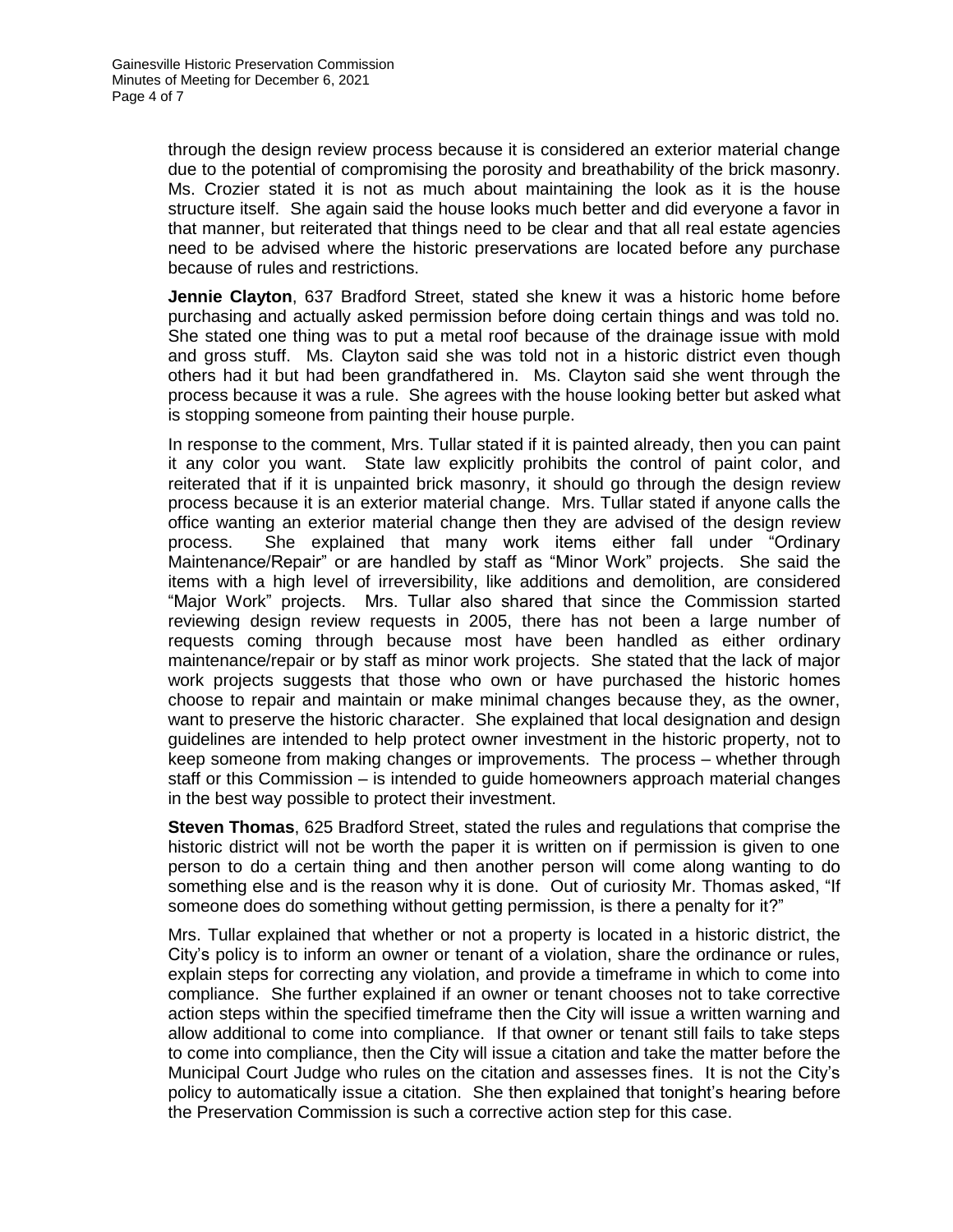through the design review process because it is considered an exterior material change due to the potential of compromising the porosity and breathability of the brick masonry. Ms. Crozier stated it is not as much about maintaining the look as it is the house structure itself. She again said the house looks much better and did everyone a favor in that manner, but reiterated that things need to be clear and that all real estate agencies need to be advised where the historic preservations are located before any purchase because of rules and restrictions.

**Jennie Clayton**, 637 Bradford Street, stated she knew it was a historic home before purchasing and actually asked permission before doing certain things and was told no. She stated one thing was to put a metal roof because of the drainage issue with mold and gross stuff. Ms. Clayton said she was told not in a historic district even though others had it but had been grandfathered in. Ms. Clayton said she went through the process because it was a rule. She agrees with the house looking better but asked what is stopping someone from painting their house purple.

In response to the comment, Mrs. Tullar stated if it is painted already, then you can paint it any color you want. State law explicitly prohibits the control of paint color, and reiterated that if it is unpainted brick masonry, it should go through the design review process because it is an exterior material change. Mrs. Tullar stated if anyone calls the office wanting an exterior material change then they are advised of the design review process. She explained that many work items either fall under "Ordinary Maintenance/Repair" or are handled by staff as "Minor Work" projects. She said the items with a high level of irreversibility, like additions and demolition, are considered "Major Work" projects. Mrs. Tullar also shared that since the Commission started reviewing design review requests in 2005, there has not been a large number of requests coming through because most have been handled as either ordinary maintenance/repair or by staff as minor work projects. She stated that the lack of major work projects suggests that those who own or have purchased the historic homes choose to repair and maintain or make minimal changes because they, as the owner, want to preserve the historic character. She explained that local designation and design guidelines are intended to help protect owner investment in the historic property, not to keep someone from making changes or improvements. The process – whether through staff or this Commission – is intended to guide homeowners approach material changes in the best way possible to protect their investment.

**Steven Thomas**, 625 Bradford Street, stated the rules and regulations that comprise the historic district will not be worth the paper it is written on if permission is given to one person to do a certain thing and then another person will come along wanting to do something else and is the reason why it is done. Out of curiosity Mr. Thomas asked, "If someone does do something without getting permission, is there a penalty for it?"

Mrs. Tullar explained that whether or not a property is located in a historic district, the City's policy is to inform an owner or tenant of a violation, share the ordinance or rules, explain steps for correcting any violation, and provide a timeframe in which to come into compliance. She further explained if an owner or tenant chooses not to take corrective action steps within the specified timeframe then the City will issue a written warning and allow additional to come into compliance. If that owner or tenant still fails to take steps to come into compliance, then the City will issue a citation and take the matter before the Municipal Court Judge who rules on the citation and assesses fines. It is not the City's policy to automatically issue a citation. She then explained that tonight's hearing before the Preservation Commission is such a corrective action step for this case.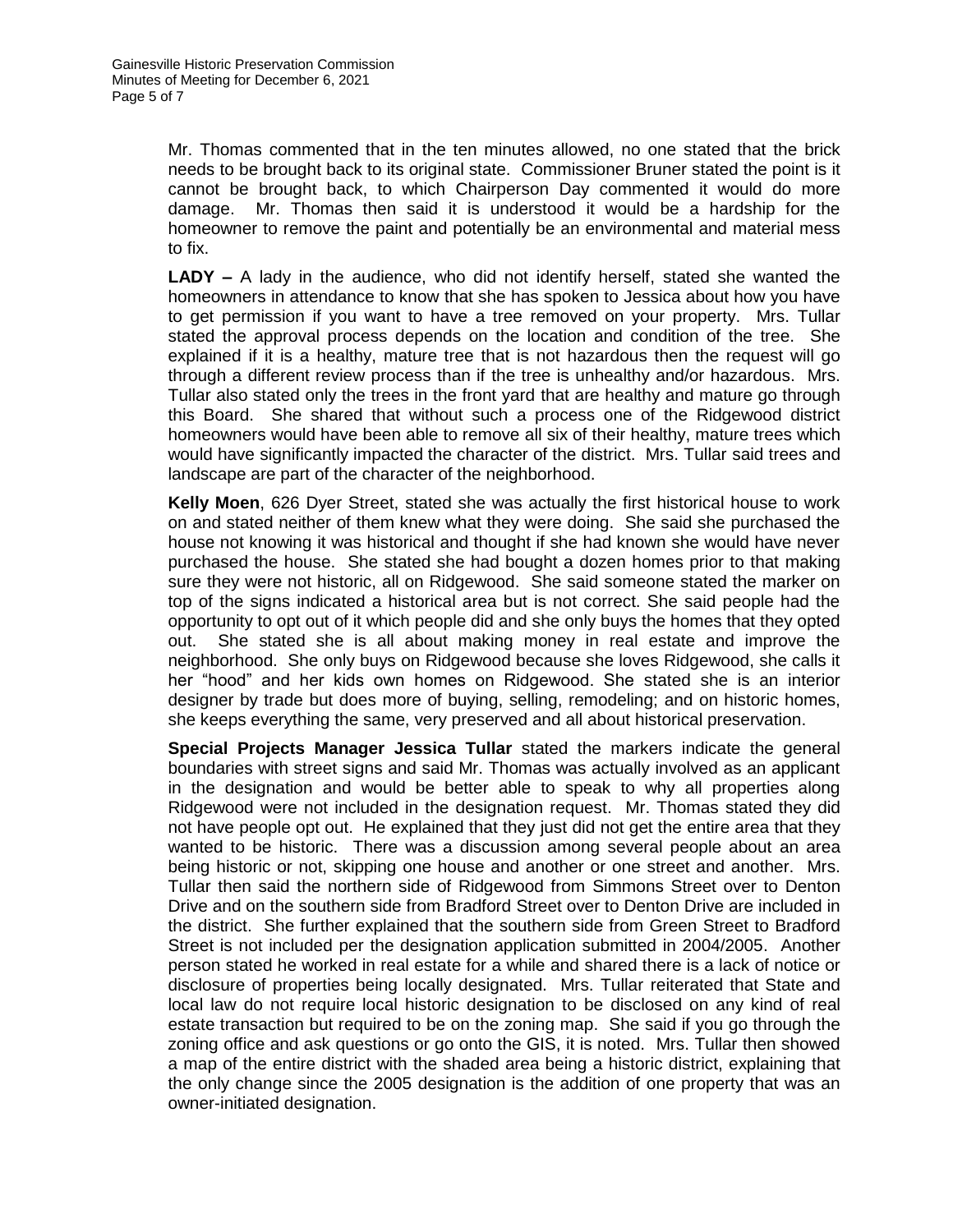Mr. Thomas commented that in the ten minutes allowed, no one stated that the brick needs to be brought back to its original state. Commissioner Bruner stated the point is it cannot be brought back, to which Chairperson Day commented it would do more damage. Mr. Thomas then said it is understood it would be a hardship for the homeowner to remove the paint and potentially be an environmental and material mess to fix.

**LADY –** A lady in the audience, who did not identify herself, stated she wanted the homeowners in attendance to know that she has spoken to Jessica about how you have to get permission if you want to have a tree removed on your property. Mrs. Tullar stated the approval process depends on the location and condition of the tree. She explained if it is a healthy, mature tree that is not hazardous then the request will go through a different review process than if the tree is unhealthy and/or hazardous. Mrs. Tullar also stated only the trees in the front yard that are healthy and mature go through this Board. She shared that without such a process one of the Ridgewood district homeowners would have been able to remove all six of their healthy, mature trees which would have significantly impacted the character of the district. Mrs. Tullar said trees and landscape are part of the character of the neighborhood.

**Kelly Moen**, 626 Dyer Street, stated she was actually the first historical house to work on and stated neither of them knew what they were doing. She said she purchased the house not knowing it was historical and thought if she had known she would have never purchased the house. She stated she had bought a dozen homes prior to that making sure they were not historic, all on Ridgewood. She said someone stated the marker on top of the signs indicated a historical area but is not correct. She said people had the opportunity to opt out of it which people did and she only buys the homes that they opted out. She stated she is all about making money in real estate and improve the neighborhood. She only buys on Ridgewood because she loves Ridgewood, she calls it her "hood" and her kids own homes on Ridgewood. She stated she is an interior designer by trade but does more of buying, selling, remodeling; and on historic homes, she keeps everything the same, very preserved and all about historical preservation.

**Special Projects Manager Jessica Tullar** stated the markers indicate the general boundaries with street signs and said Mr. Thomas was actually involved as an applicant in the designation and would be better able to speak to why all properties along Ridgewood were not included in the designation request. Mr. Thomas stated they did not have people opt out. He explained that they just did not get the entire area that they wanted to be historic. There was a discussion among several people about an area being historic or not, skipping one house and another or one street and another. Mrs. Tullar then said the northern side of Ridgewood from Simmons Street over to Denton Drive and on the southern side from Bradford Street over to Denton Drive are included in the district. She further explained that the southern side from Green Street to Bradford Street is not included per the designation application submitted in 2004/2005. Another person stated he worked in real estate for a while and shared there is a lack of notice or disclosure of properties being locally designated. Mrs. Tullar reiterated that State and local law do not require local historic designation to be disclosed on any kind of real estate transaction but required to be on the zoning map. She said if you go through the zoning office and ask questions or go onto the GIS, it is noted. Mrs. Tullar then showed a map of the entire district with the shaded area being a historic district, explaining that the only change since the 2005 designation is the addition of one property that was an owner-initiated designation.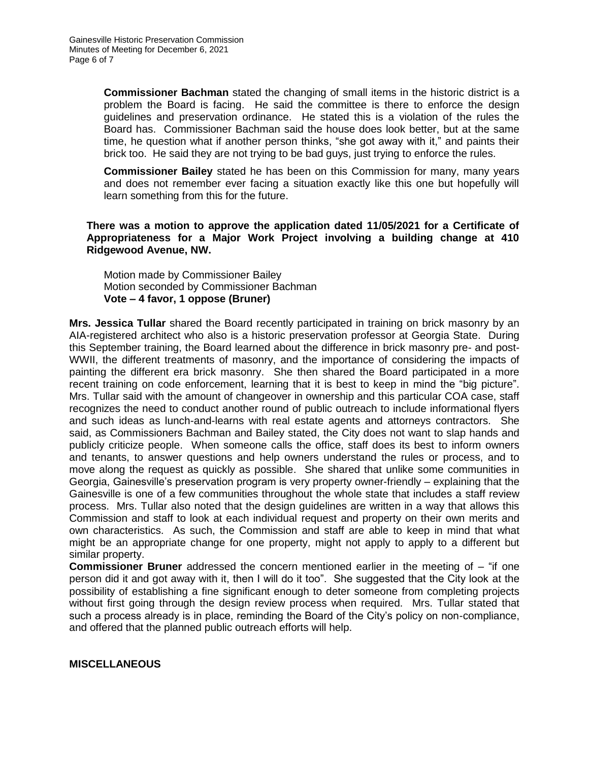**Commissioner Bachman** stated the changing of small items in the historic district is a problem the Board is facing. He said the committee is there to enforce the design guidelines and preservation ordinance. He stated this is a violation of the rules the Board has. Commissioner Bachman said the house does look better, but at the same time, he question what if another person thinks, "she got away with it," and paints their brick too. He said they are not trying to be bad guys, just trying to enforce the rules.

**Commissioner Bailey** stated he has been on this Commission for many, many years and does not remember ever facing a situation exactly like this one but hopefully will learn something from this for the future.

**There was a motion to approve the application dated 11/05/2021 for a Certificate of Appropriateness for a Major Work Project involving a building change at 410 Ridgewood Avenue, NW.**

Motion made by Commissioner Bailey
Motion seconded by Commissioner Bachman
**Vote – 4 favor, 1 oppose (Bruner)**

**Mrs. Jessica Tullar** shared the Board recently participated in training on brick masonry by an AIA-registered architect who also is a historic preservation professor at Georgia State. During this September training, the Board learned about the difference in brick masonry pre- and post-WWII, the different treatments of masonry, and the importance of considering the impacts of painting the different era brick masonry. She then shared the Board participated in a more recent training on code enforcement, learning that it is best to keep in mind the "big picture". Mrs. Tullar said with the amount of changeover in ownership and this particular COA case, staff recognizes the need to conduct another round of public outreach to include informational flyers and such ideas as lunch-and-learns with real estate agents and attorneys contractors. She said, as Commissioners Bachman and Bailey stated, the City does not want to slap hands and publicly criticize people. When someone calls the office, staff does its best to inform owners and tenants, to answer questions and help owners understand the rules or process, and to move along the request as quickly as possible. She shared that unlike some communities in Georgia, Gainesville's preservation program is very property owner-friendly – explaining that the Gainesville is one of a few communities throughout the whole state that includes a staff review process. Mrs. Tullar also noted that the design guidelines are written in a way that allows this Commission and staff to look at each individual request and property on their own merits and own characteristics. As such, the Commission and staff are able to keep in mind that what might be an appropriate change for one property, might not apply to apply to a different but similar property.

**Commissioner Bruner** addressed the concern mentioned earlier in the meeting of – "if one person did it and got away with it, then I will do it too". She suggested that the City look at the possibility of establishing a fine significant enough to deter someone from completing projects without first going through the design review process when required. Mrs. Tullar stated that such a process already is in place, reminding the Board of the City's policy on non-compliance, and offered that the planned public outreach efforts will help.

**MISCELLANEOUS**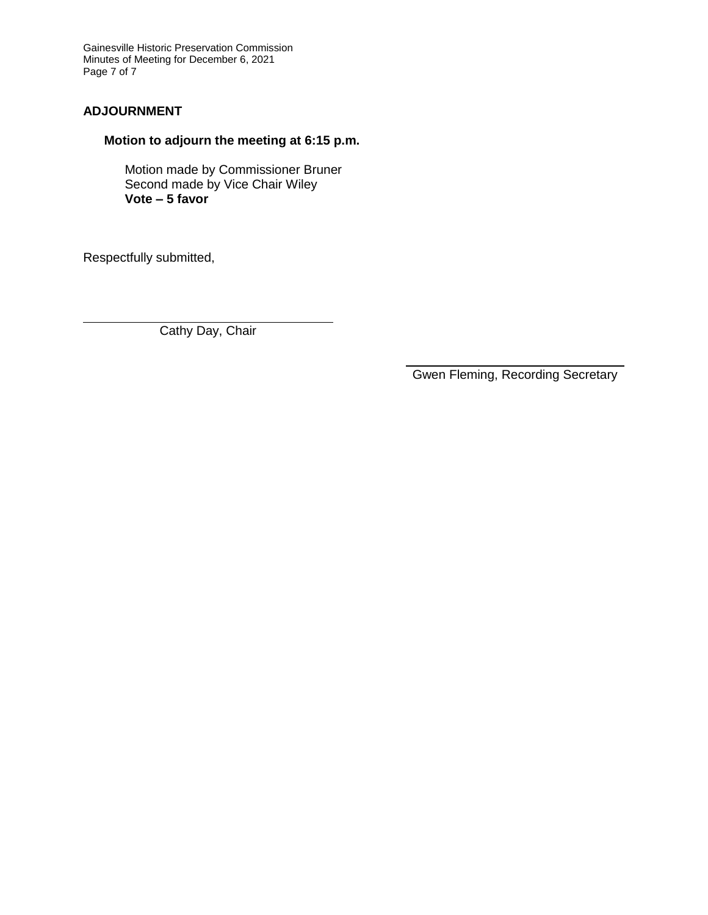## ADJOURNMENT

**Motion to adjourn the meeting at 6:15 p.m.**

Motion made by Commissioner Bruner
Second made by Vice Chair Wiley
**Vote – 5 favor**

Respectfully submitted,

\_\_\_\_\_\_\_\_\_\_\_\_\_\_\_\_\_\_\_\_\_\_\_\_\_\_\_\_\_\_\_\_
Cathy Day, Chair

\_\_\_\_\_\_\_\_\_\_\_\_\_\_\_\_\_\_\_\_\_\_\_\_\_\_\_\_\_\_\_\_
Gwen Fleming, Recording Secretary